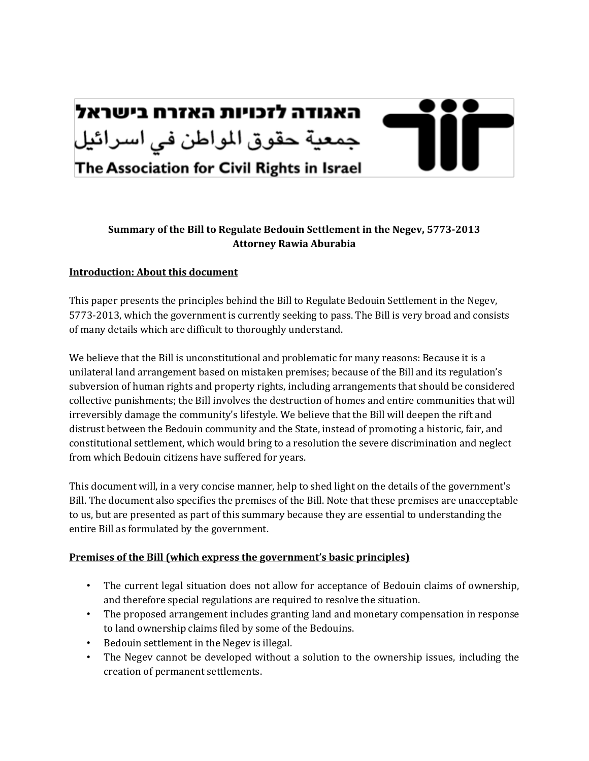האגודה לזכויות האזרח בישראל

جمعية حقوق المواطن في اسرائيل

The Association for Civil Rights in Israel

**Summary of the Bill to Regulate Bedouin Settlement in the Negev, 5773-2013**
**Attorney Rawia Aburabia**

## Introduction: About this document

This paper presents the principles behind the Bill to Regulate Bedouin Settlement in the Negev, 5773-2013, which the government is currently seeking to pass. The Bill is very broad and consists of many details which are difficult to thoroughly understand.

We believe that the Bill is unconstitutional and problematic for many reasons: Because it is a unilateral land arrangement based on mistaken premises; because of the Bill and its regulation's subversion of human rights and property rights, including arrangements that should be considered collective punishments; the Bill involves the destruction of homes and entire communities that will irreversibly damage the community's lifestyle. We believe that the Bill will deepen the rift and distrust between the Bedouin community and the State, instead of promoting a historic, fair, and constitutional settlement, which would bring to a resolution the severe discrimination and neglect from which Bedouin citizens have suffered for years.

This document will, in a very concise manner, help to shed light on the details of the government's Bill. The document also specifies the premises of the Bill. Note that these premises are unacceptable to us, but are presented as part of this summary because they are essential to understanding the entire Bill as formulated by the government.

## Premises of the Bill (which express the government's basic principles)

- The current legal situation does not allow for acceptance of Bedouin claims of ownership, and therefore special regulations are required to resolve the situation.
- The proposed arrangement includes granting land and monetary compensation in response to land ownership claims filed by some of the Bedouins.
- Bedouin settlement in the Negev is illegal.
- The Negev cannot be developed without a solution to the ownership issues, including the creation of permanent settlements.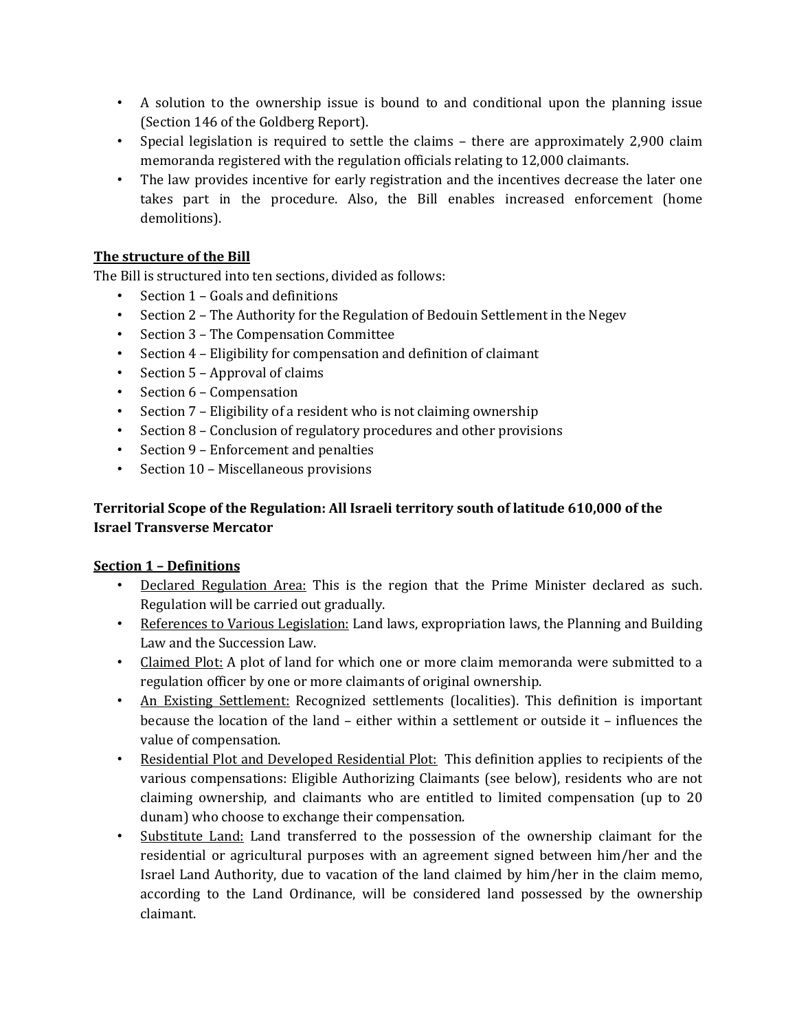- A solution to the ownership issue is bound to and conditional upon the planning issue (Section 146 of the Goldberg Report).
- Special legislation is required to settle the claims – there are approximately 2,900 claim memoranda registered with the regulation officials relating to 12,000 claimants.
- The law provides incentive for early registration and the incentives decrease the later one takes part in the procedure. Also, the Bill enables increased enforcement (home demolitions).

**<u>The structure of the Bill</u>**

The Bill is structured into ten sections, divided as follows:

- Section 1 – Goals and definitions
- Section 2 – The Authority for the Regulation of Bedouin Settlement in the Negev
- Section 3 – The Compensation Committee
- Section 4 – Eligibility for compensation and definition of claimant
- Section 5 – Approval of claims
- Section 6 – Compensation
- Section 7 – Eligibility of a resident who is not claiming ownership
- Section 8 – Conclusion of regulatory procedures and other provisions
- Section 9 – Enforcement and penalties
- Section 10 – Miscellaneous provisions

**Territorial Scope of the Regulation: All Israeli territory south of latitude 610,000 of the Israel Transverse Mercator**

**<u>Section 1 – Definitions</u>**

- <u>Declared Regulation Area:</u> This is the region that the Prime Minister declared as such. Regulation will be carried out gradually.
- <u>References to Various Legislation:</u> Land laws, expropriation laws, the Planning and Building Law and the Succession Law.
- <u>Claimed Plot:</u> A plot of land for which one or more claim memoranda were submitted to a regulation officer by one or more claimants of original ownership.
- <u>An Existing Settlement:</u> Recognized settlements (localities). This definition is important because the location of the land – either within a settlement or outside it – influences the value of compensation.
- <u>Residential Plot and Developed Residential Plot:</u> This definition applies to recipients of the various compensations: Eligible Authorizing Claimants (see below), residents who are not claiming ownership, and claimants who are entitled to limited compensation (up to 20 dunam) who choose to exchange their compensation.
- <u>Substitute Land:</u> Land transferred to the possession of the ownership claimant for the residential or agricultural purposes with an agreement signed between him/her and the Israel Land Authority, due to vacation of the land claimed by him/her in the claim memo, according to the Land Ordinance, will be considered land possessed by the ownership claimant.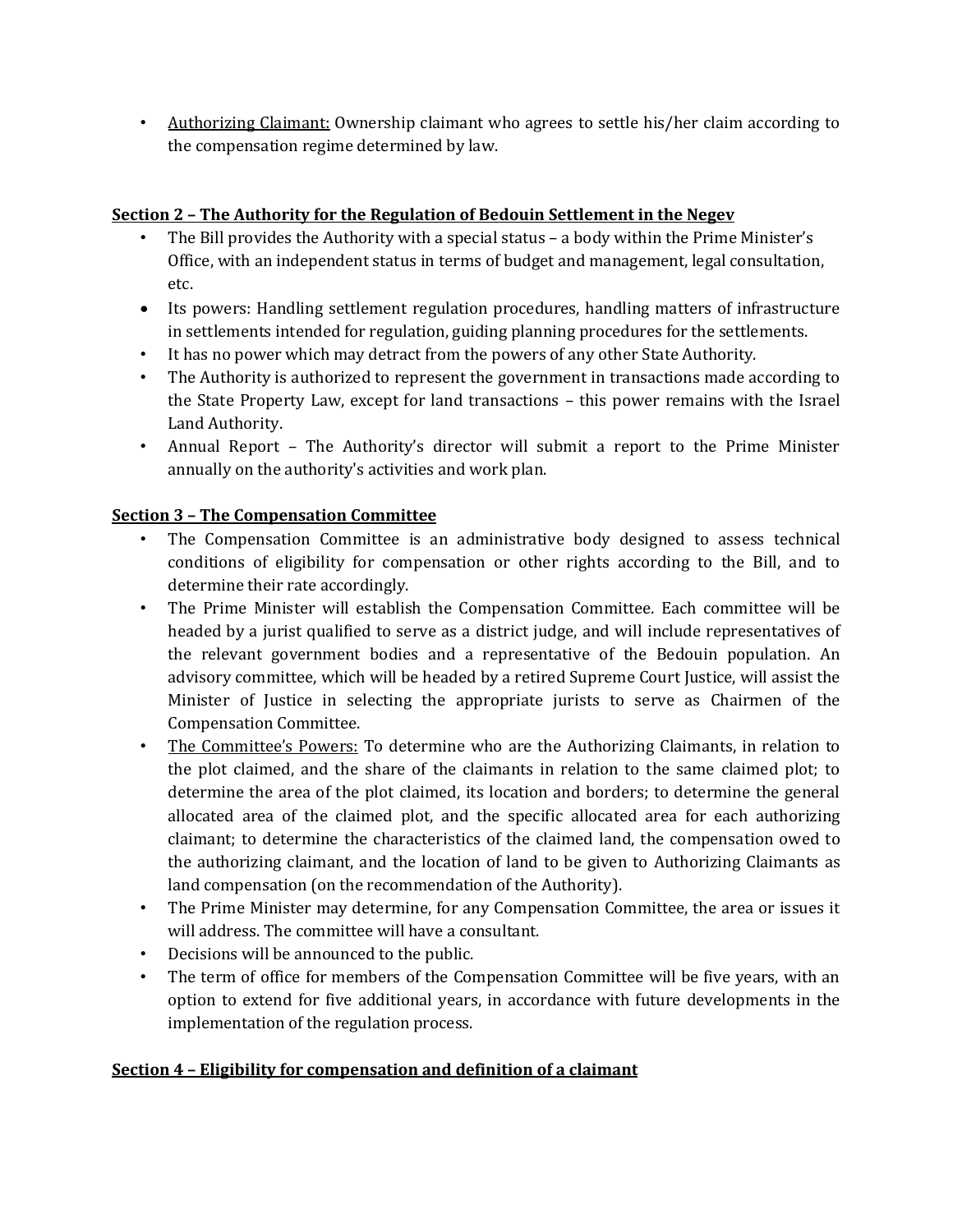- Authorizing Claimant: Ownership claimant who agrees to settle his/her claim according to the compensation regime determined by law.

**Section 2 – The Authority for the Regulation of Bedouin Settlement in the Negev**

- The Bill provides the Authority with a special status – a body within the Prime Minister's Office, with an independent status in terms of budget and management, legal consultation, etc.
- Its powers: Handling settlement regulation procedures, handling matters of infrastructure in settlements intended for regulation, guiding planning procedures for the settlements.
- It has no power which may detract from the powers of any other State Authority.
- The Authority is authorized to represent the government in transactions made according to the State Property Law, except for land transactions – this power remains with the Israel Land Authority.
- Annual Report – The Authority's director will submit a report to the Prime Minister annually on the authority's activities and work plan.

**Section 3 – The Compensation Committee**

- The Compensation Committee is an administrative body designed to assess technical conditions of eligibility for compensation or other rights according to the Bill, and to determine their rate accordingly.
- The Prime Minister will establish the Compensation Committee. Each committee will be headed by a jurist qualified to serve as a district judge, and will include representatives of the relevant government bodies and a representative of the Bedouin population. An advisory committee, which will be headed by a retired Supreme Court Justice, will assist the Minister of Justice in selecting the appropriate jurists to serve as Chairmen of the Compensation Committee.
- The Committee's Powers: To determine who are the Authorizing Claimants, in relation to the plot claimed, and the share of the claimants in relation to the same claimed plot; to determine the area of the plot claimed, its location and borders; to determine the general allocated area of the claimed plot, and the specific allocated area for each authorizing claimant; to determine the characteristics of the claimed land, the compensation owed to the authorizing claimant, and the location of land to be given to Authorizing Claimants as land compensation (on the recommendation of the Authority).
- The Prime Minister may determine, for any Compensation Committee, the area or issues it will address. The committee will have a consultant.
- Decisions will be announced to the public.
- The term of office for members of the Compensation Committee will be five years, with an option to extend for five additional years, in accordance with future developments in the implementation of the regulation process.

**Section 4 – Eligibility for compensation and definition of a claimant**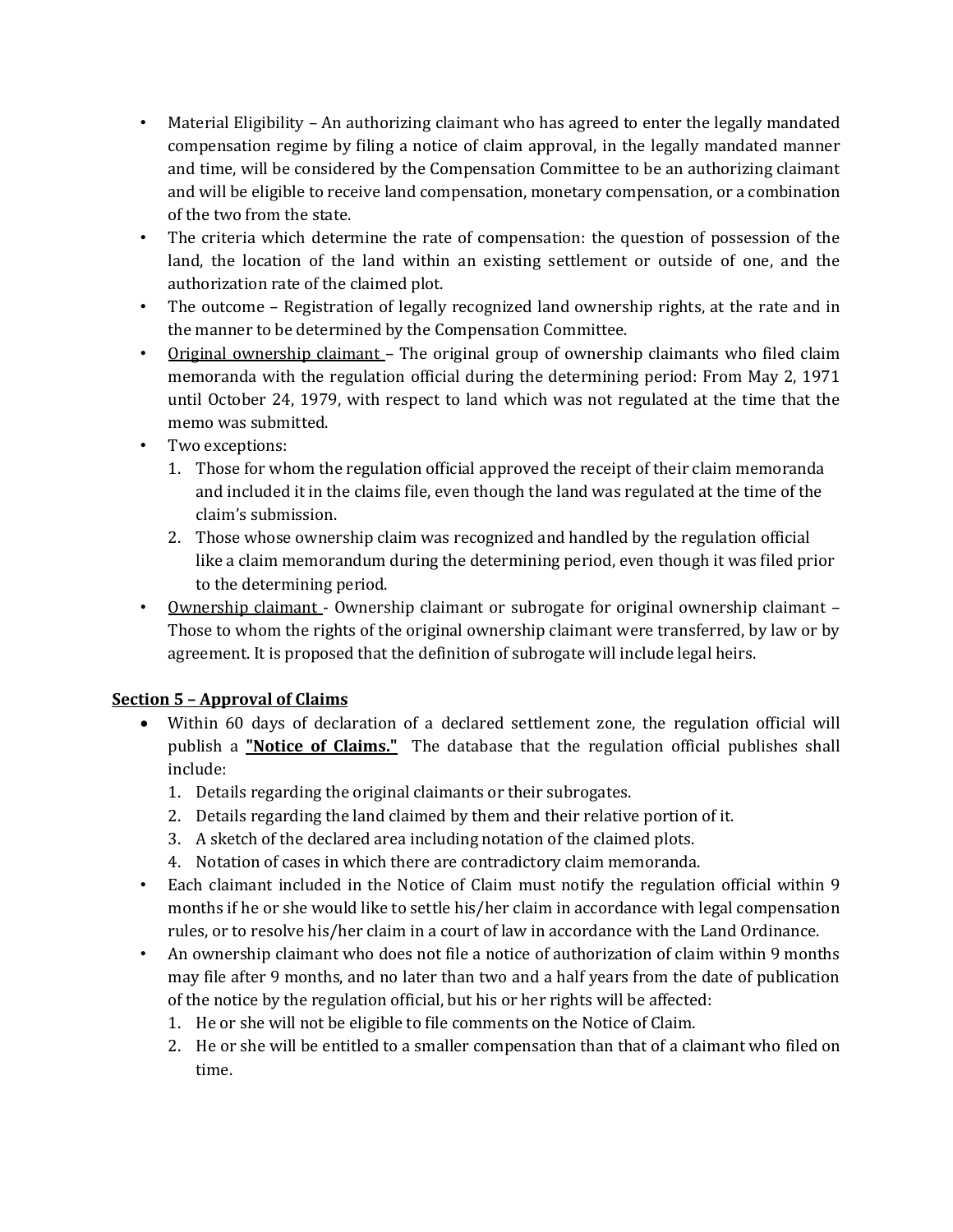- Material Eligibility – An authorizing claimant who has agreed to enter the legally mandated compensation regime by filing a notice of claim approval, in the legally mandated manner and time, will be considered by the Compensation Committee to be an authorizing claimant and will be eligible to receive land compensation, monetary compensation, or a combination of the two from the state.
- The criteria which determine the rate of compensation: the question of possession of the land, the location of the land within an existing settlement or outside of one, and the authorization rate of the claimed plot.
- The outcome – Registration of legally recognized land ownership rights, at the rate and in the manner to be determined by the Compensation Committee.
- <u>Original ownership claimant</u> – The original group of ownership claimants who filed claim memoranda with the regulation official during the determining period: From May 2, 1971 until October 24, 1979, with respect to land which was not regulated at the time that the memo was submitted.
- Two exceptions:
  1. Those for whom the regulation official approved the receipt of their claim memoranda and included it in the claims file, even though the land was regulated at the time of the claim's submission.
  2. Those whose ownership claim was recognized and handled by the regulation official like a claim memorandum during the determining period, even though it was filed prior to the determining period.
- <u>Ownership claimant</u> - Ownership claimant or subrogate for original ownership claimant – Those to whom the rights of the original ownership claimant were transferred, by law or by agreement. It is proposed that the definition of subrogate will include legal heirs.

## <u>Section 5 – Approval of Claims</u>

- Within 60 days of declaration of a declared settlement zone, the regulation official will publish a **<u>"Notice of Claims."</u>** The database that the regulation official publishes shall include:
  1. Details regarding the original claimants or their subrogates.
  2. Details regarding the land claimed by them and their relative portion of it.
  3. A sketch of the declared area including notation of the claimed plots.
  4. Notation of cases in which there are contradictory claim memoranda.
- Each claimant included in the Notice of Claim must notify the regulation official within 9 months if he or she would like to settle his/her claim in accordance with legal compensation rules, or to resolve his/her claim in a court of law in accordance with the Land Ordinance.
- An ownership claimant who does not file a notice of authorization of claim within 9 months may file after 9 months, and no later than two and a half years from the date of publication of the notice by the regulation official, but his or her rights will be affected:
  1. He or she will not be eligible to file comments on the Notice of Claim.
  2. He or she will be entitled to a smaller compensation than that of a claimant who filed on time.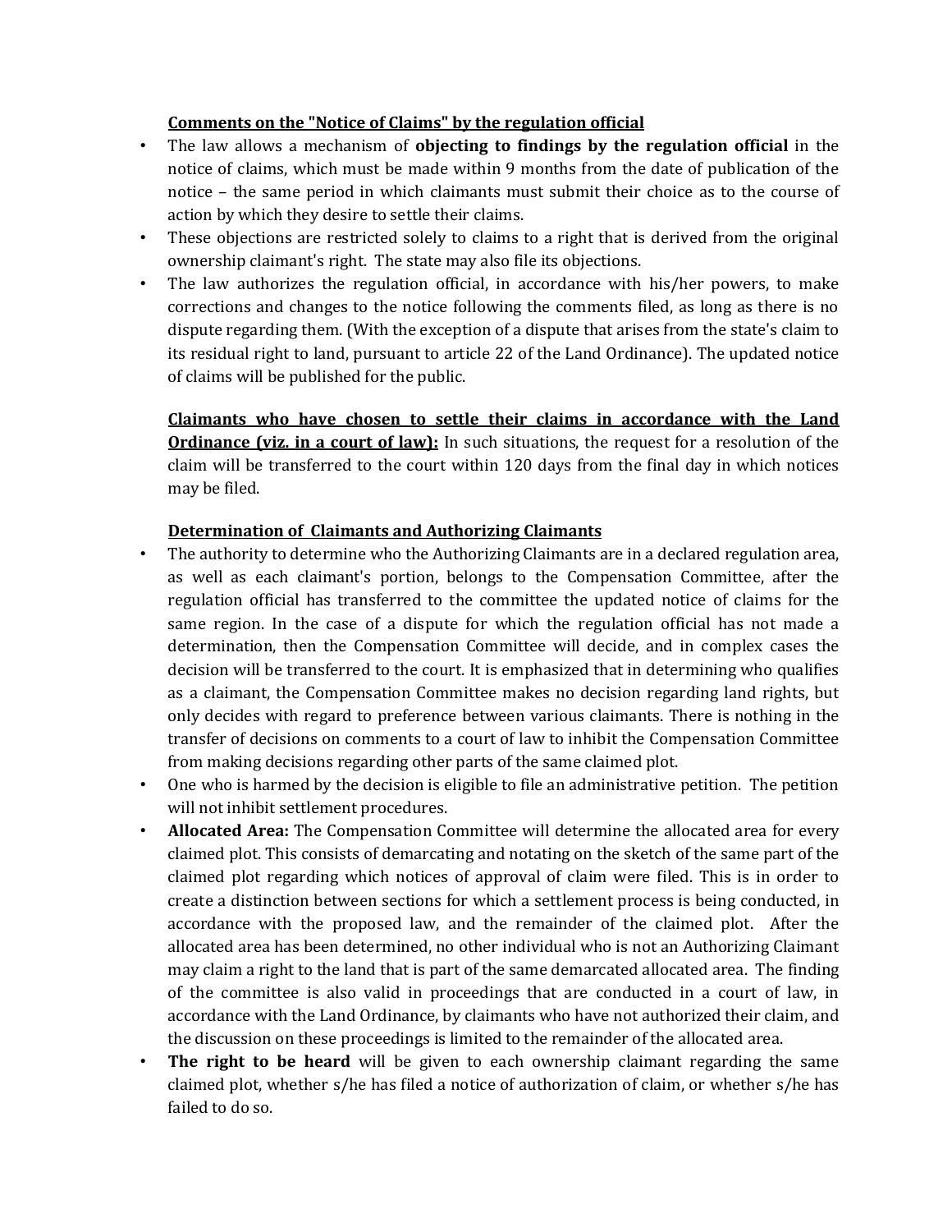**Comments on the "Notice of Claims" by the regulation official**

- The law allows a mechanism of **objecting to findings by the regulation official** in the notice of claims, which must be made within 9 months from the date of publication of the notice – the same period in which claimants must submit their choice as to the course of action by which they desire to settle their claims.
- These objections are restricted solely to claims to a right that is derived from the original ownership claimant's right. The state may also file its objections.
- The law authorizes the regulation official, in accordance with his/her powers, to make corrections and changes to the notice following the comments filed, as long as there is no dispute regarding them. (With the exception of a dispute that arises from the state's claim to its residual right to land, pursuant to article 22 of the Land Ordinance). The updated notice of claims will be published for the public.

**Claimants who have chosen to settle their claims in accordance with the Land Ordinance (viz. in a court of law):** In such situations, the request for a resolution of the claim will be transferred to the court within 120 days from the final day in which notices may be filed.

**Determination of Claimants and Authorizing Claimants**

- The authority to determine who the Authorizing Claimants are in a declared regulation area, as well as each claimant's portion, belongs to the Compensation Committee, after the regulation official has transferred to the committee the updated notice of claims for the same region. In the case of a dispute for which the regulation official has not made a determination, then the Compensation Committee will decide, and in complex cases the decision will be transferred to the court. It is emphasized that in determining who qualifies as a claimant, the Compensation Committee makes no decision regarding land rights, but only decides with regard to preference between various claimants. There is nothing in the transfer of decisions on comments to a court of law to inhibit the Compensation Committee from making decisions regarding other parts of the same claimed plot.
- One who is harmed by the decision is eligible to file an administrative petition. The petition will not inhibit settlement procedures.
- **Allocated Area:** The Compensation Committee will determine the allocated area for every claimed plot. This consists of demarcating and notating on the sketch of the same part of the claimed plot regarding which notices of approval of claim were filed. This is in order to create a distinction between sections for which a settlement process is being conducted, in accordance with the proposed law, and the remainder of the claimed plot. After the allocated area has been determined, no other individual who is not an Authorizing Claimant may claim a right to the land that is part of the same demarcated allocated area. The finding of the committee is also valid in proceedings that are conducted in a court of law, in accordance with the Land Ordinance, by claimants who have not authorized their claim, and the discussion on these proceedings is limited to the remainder of the allocated area.
- **The right to be heard** will be given to each ownership claimant regarding the same claimed plot, whether s/he has filed a notice of authorization of claim, or whether s/he has failed to do so.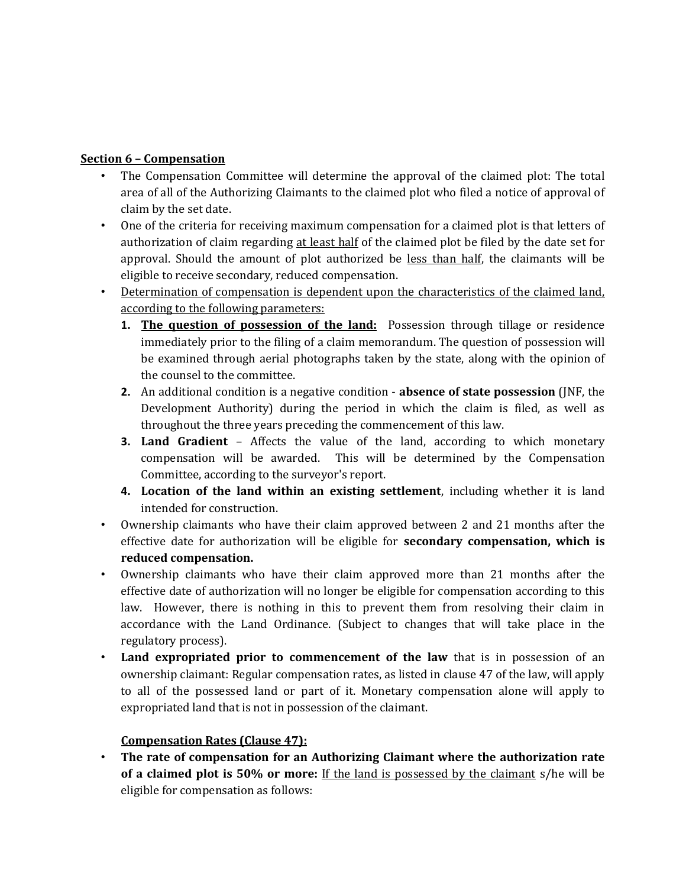**<u>Section 6 – Compensation</u>**

- The Compensation Committee will determine the approval of the claimed plot: The total area of all of the Authorizing Claimants to the claimed plot who filed a notice of approval of claim by the set date.
- One of the criteria for receiving maximum compensation for a claimed plot is that letters of authorization of claim regarding <u>at least half</u> of the claimed plot be filed by the date set for approval. Should the amount of plot authorized be <u>less than half</u>, the claimants will be eligible to receive secondary, reduced compensation.
- <u>Determination of compensation is dependent upon the characteristics of the claimed land, according to the following parameters:</u>
  1. **<u>The question of possession of the land:</u>** Possession through tillage or residence immediately prior to the filing of a claim memorandum. The question of possession will be examined through aerial photographs taken by the state, along with the opinion of the counsel to the committee.
  2. An additional condition is a negative condition - **absence of state possession** (JNF, the Development Authority) during the period in which the claim is filed, as well as throughout the three years preceding the commencement of this law.
  3. **Land Gradient** – Affects the value of the land, according to which monetary compensation will be awarded. This will be determined by the Compensation Committee, according to the surveyor's report.
  4. **Location of the land within an existing settlement**, including whether it is land intended for construction.
- Ownership claimants who have their claim approved between 2 and 21 months after the effective date for authorization will be eligible for **secondary compensation, which is reduced compensation.**
- Ownership claimants who have their claim approved more than 21 months after the effective date of authorization will no longer be eligible for compensation according to this law. However, there is nothing in this to prevent them from resolving their claim in accordance with the Land Ordinance. (Subject to changes that will take place in the regulatory process).
- **Land expropriated prior to commencement of the law** that is in possession of an ownership claimant: Regular compensation rates, as listed in clause 47 of the law, will apply to all of the possessed land or part of it. Monetary compensation alone will apply to expropriated land that is not in possession of the claimant.

**<u>Compensation Rates (Clause 47):</u>**

- **The rate of compensation for an Authorizing Claimant where the authorization rate of a claimed plot is 50% or more:** <u>If the land is possessed by the claimant</u> s/he will be eligible for compensation as follows: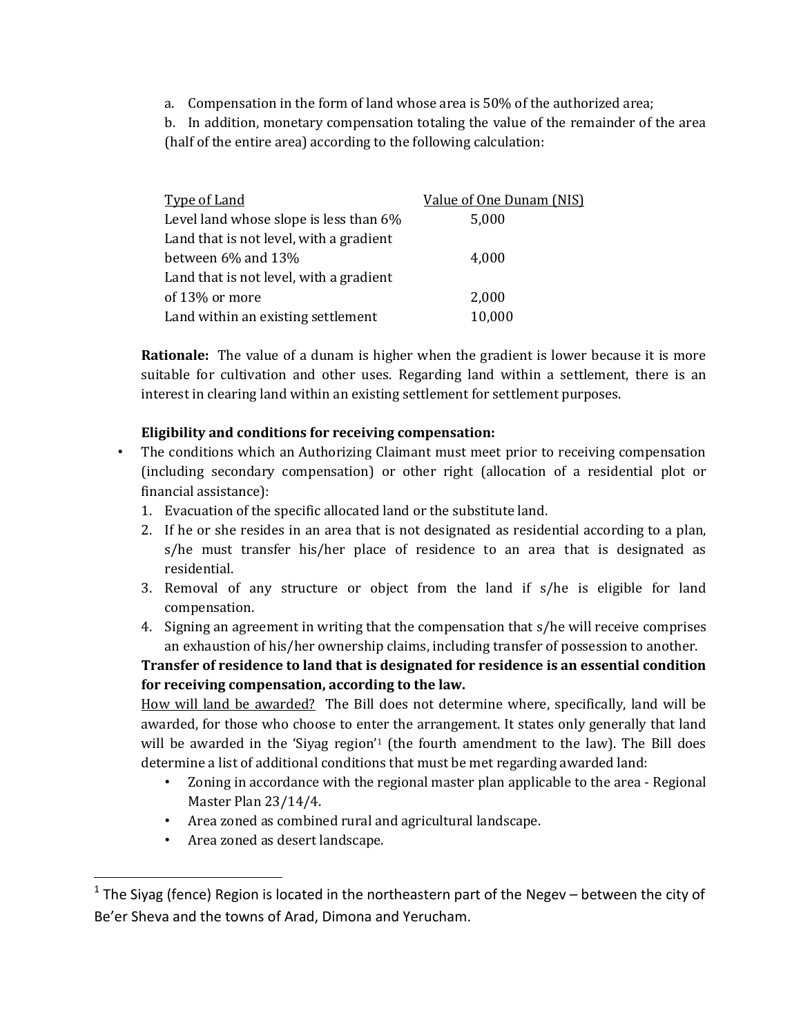a. Compensation in the form of land whose area is 50% of the authorized area;

b. In addition, monetary compensation totaling the value of the remainder of the area (half of the entire area) according to the following calculation:

| Type of Land | Value of One Dunam (NIS) |
|---|---|
| Level land whose slope is less than 6% | 5,000 |
| Land that is not level, with a gradient between 6% and 13% | 4,000 |
| Land that is not level, with a gradient of 13% or more | 2,000 |
| Land within an existing settlement | 10,000 |

**Rationale:** The value of a dunam is higher when the gradient is lower because it is more suitable for cultivation and other uses. Regarding land within a settlement, there is an interest in clearing land within an existing settlement for settlement purposes.

**Eligibility and conditions for receiving compensation:**

- The conditions which an Authorizing Claimant must meet prior to receiving compensation (including secondary compensation) or other right (allocation of a residential plot or financial assistance):
  1. Evacuation of the specific allocated land or the substitute land.
  2. If he or she resides in an area that is not designated as residential according to a plan, s/he must transfer his/her place of residence to an area that is designated as residential.
  3. Removal of any structure or object from the land if s/he is eligible for land compensation.
  4. Signing an agreement in writing that the compensation that s/he will receive comprises an exhaustion of his/her ownership claims, including transfer of possession to another.

**Transfer of residence to land that is designated for residence is an essential condition for receiving compensation, according to the law.**

How will land be awarded? The Bill does not determine where, specifically, land will be awarded, for those who choose to enter the arrangement. It states only generally that land will be awarded in the 'Siyag region'[1] (the fourth amendment to the law). The Bill does determine a list of additional conditions that must be met regarding awarded land:

- Zoning in accordance with the regional master plan applicable to the area - Regional Master Plan 23/14/4.
- Area zoned as combined rural and agricultural landscape.
- Area zoned as desert landscape.

[1] The Siyag (fence) Region is located in the northeastern part of the Negev – between the city of Be'er Sheva and the towns of Arad, Dimona and Yerucham.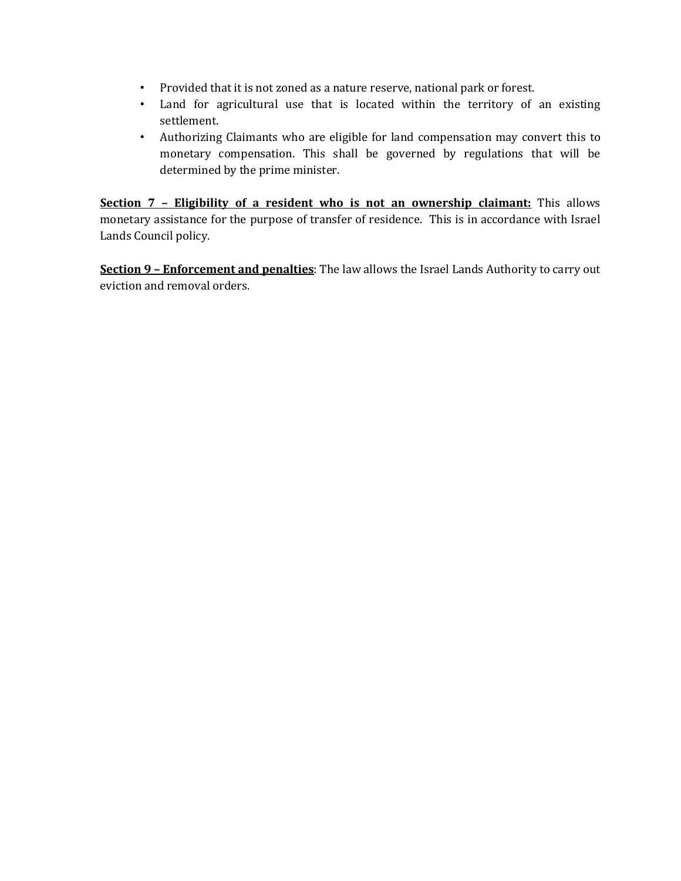- Provided that it is not zoned as a nature reserve, national park or forest.
- Land for agricultural use that is located within the territory of an existing settlement.
- Authorizing Claimants who are eligible for land compensation may convert this to monetary compensation. This shall be governed by regulations that will be determined by the prime minister.

**Section 7 – Eligibility of a resident who is not an ownership claimant:** This allows monetary assistance for the purpose of transfer of residence. This is in accordance with Israel Lands Council policy.

**Section 9 – Enforcement and penalties**: The law allows the Israel Lands Authority to carry out eviction and removal orders.